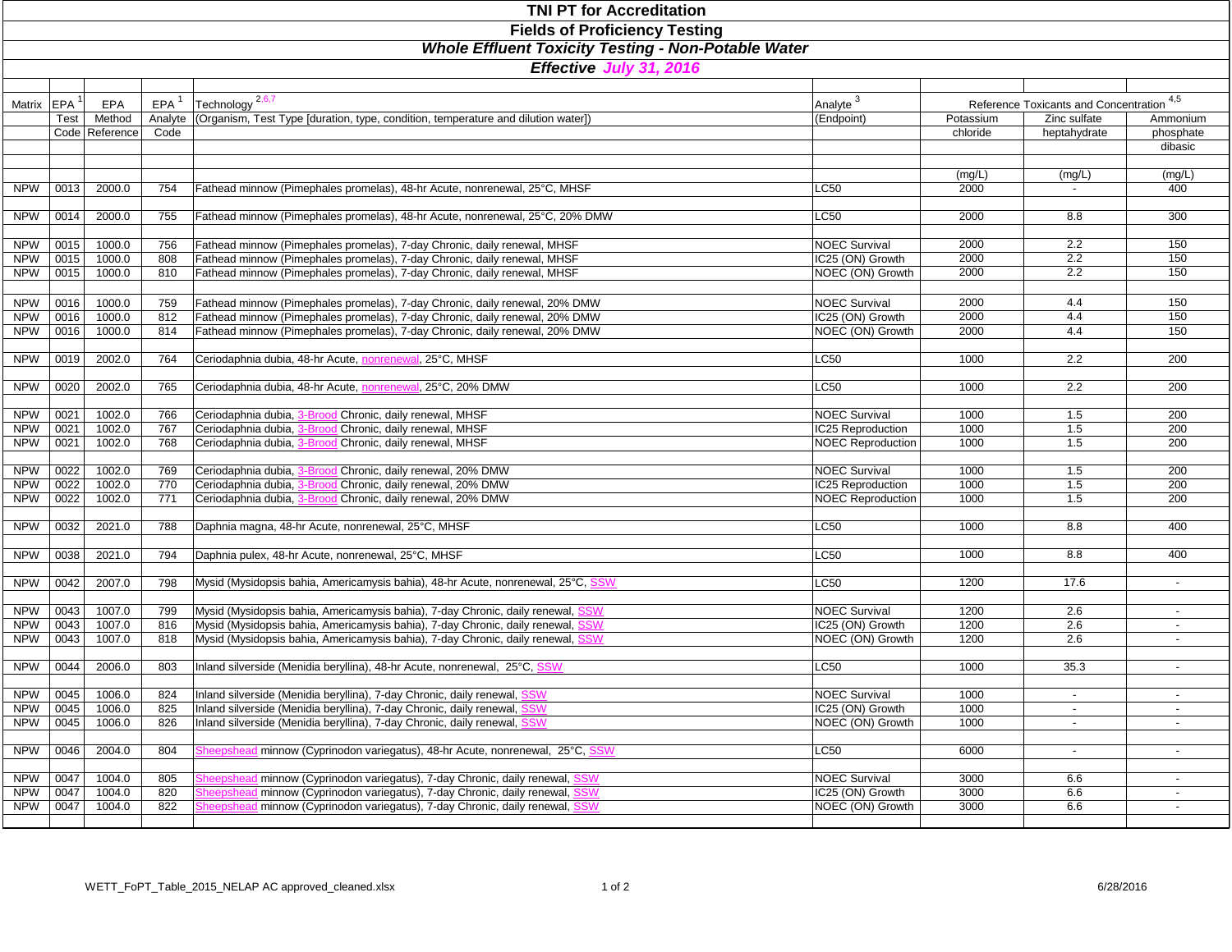# TNI PT for Accreditation

## Fields of Proficiency Testing

### *Whole Effluent Toxicity Testing - Non-Potable Water*

### *Effective July 31, 2016*

| Matrix | EPA[1] Test Code | EPA Method Reference | EPA[1] Analyte Code | Technology[2,6,7] (Organism, Test Type [duration, type, condition, temperature and dilution water]) | Analyte[3] (Endpoint) | Reference Toxicants and Concentration[4,5] Potassium chloride (mg/L) | Zinc sulfate heptahydrate (mg/L) | Ammonium phosphate dibasic (mg/L) |
|---|---|---|---|---|---|---|---|---|
| NPW | 0013 | 2000.0 | 754 | Fathead minnow (Pimephales promelas), 48-hr Acute, nonrenewal, 25°C, MHSF | LC50 | 2000 | - | 400 |
| NPW | 0014 | 2000.0 | 755 | Fathead minnow (Pimephales promelas), 48-hr Acute, nonrenewal, 25°C, 20% DMW | LC50 | 2000 | 8.8 | 300 |
| NPW | 0015 | 1000.0 | 756 | Fathead minnow (Pimephales promelas), 7-day Chronic, daily renewal, MHSF | NOEC Survival | 2000 | 2.2 | 150 |
| NPW | 0015 | 1000.0 | 808 | Fathead minnow (Pimephales promelas), 7-day Chronic, daily renewal, MHSF | IC25 (ON) Growth | 2000 | 2.2 | 150 |
| NPW | 0015 | 1000.0 | 810 | Fathead minnow (Pimephales promelas), 7-day Chronic, daily renewal, MHSF | NOEC (ON) Growth | 2000 | 2.2 | 150 |
| NPW | 0016 | 1000.0 | 759 | Fathead minnow (Pimephales promelas), 7-day Chronic, daily renewal, 20% DMW | NOEC Survival | 2000 | 4.4 | 150 |
| NPW | 0016 | 1000.0 | 812 | Fathead minnow (Pimephales promelas), 7-day Chronic, daily renewal, 20% DMW | IC25 (ON) Growth | 2000 | 4.4 | 150 |
| NPW | 0016 | 1000.0 | 814 | Fathead minnow (Pimephales promelas), 7-day Chronic, daily renewal, 20% DMW | NOEC (ON) Growth | 2000 | 4.4 | 150 |
| NPW | 0019 | 2002.0 | 764 | Ceriodaphnia dubia, 48-hr Acute, nonrenewal, 25°C, MHSF | LC50 | 1000 | 2.2 | 200 |
| NPW | 0020 | 2002.0 | 765 | Ceriodaphnia dubia, 48-hr Acute, nonrenewal, 25°C, 20% DMW | LC50 | 1000 | 2.2 | 200 |
| NPW | 0021 | 1002.0 | 766 | Ceriodaphnia dubia, 3-Brood Chronic, daily renewal, MHSF | NOEC Survival | 1000 | 1.5 | 200 |
| NPW | 0021 | 1002.0 | 767 | Ceriodaphnia dubia, 3-Brood Chronic, daily renewal, MHSF | IC25 Reproduction | 1000 | 1.5 | 200 |
| NPW | 0021 | 1002.0 | 768 | Ceriodaphnia dubia, 3-Brood Chronic, daily renewal, MHSF | NOEC Reproduction | 1000 | 1.5 | 200 |
| NPW | 0022 | 1002.0 | 769 | Ceriodaphnia dubia, 3-Brood Chronic, daily renewal, 20% DMW | NOEC Survival | 1000 | 1.5 | 200 |
| NPW | 0022 | 1002.0 | 770 | Ceriodaphnia dubia, 3-Brood Chronic, daily renewal, 20% DMW | IC25 Reproduction | 1000 | 1.5 | 200 |
| NPW | 0022 | 1002.0 | 771 | Ceriodaphnia dubia, 3-Brood Chronic, daily renewal, 20% DMW | NOEC Reproduction | 1000 | 1.5 | 200 |
| NPW | 0032 | 2021.0 | 788 | Daphnia magna, 48-hr Acute, nonrenewal, 25°C, MHSF | LC50 | 1000 | 8.8 | 400 |
| NPW | 0038 | 2021.0 | 794 | Daphnia pulex, 48-hr Acute, nonrenewal, 25°C, MHSF | LC50 | 1000 | 8.8 | 400 |
| NPW | 0042 | 2007.0 | 798 | Mysid (Mysidopsis bahia, Americamysis bahia), 48-hr Acute, nonrenewal, 25°C, SSW | LC50 | 1200 | 17.6 | - |
| NPW | 0043 | 1007.0 | 799 | Mysid (Mysidopsis bahia, Americamysis bahia), 7-day Chronic, daily renewal, SSW | NOEC Survival | 1200 | 2.6 | - |
| NPW | 0043 | 1007.0 | 816 | Mysid (Mysidopsis bahia, Americamysis bahia), 7-day Chronic, daily renewal, SSW | IC25 (ON) Growth | 1200 | 2.6 | - |
| NPW | 0043 | 1007.0 | 818 | Mysid (Mysidopsis bahia, Americamysis bahia), 7-day Chronic, daily renewal, SSW | NOEC (ON) Growth | 1200 | 2.6 | - |
| NPW | 0044 | 2006.0 | 803 | Inland silverside (Menidia beryllina), 48-hr Acute, nonrenewal, 25°C, SSW | LC50 | 1000 | 35.3 | - |
| NPW | 0045 | 1006.0 | 824 | Inland silverside (Menidia beryllina), 7-day Chronic, daily renewal, SSW | NOEC Survival | 1000 | - | - |
| NPW | 0045 | 1006.0 | 825 | Inland silverside (Menidia beryllina), 7-day Chronic, daily renewal, SSW | IC25 (ON) Growth | 1000 | - | - |
| NPW | 0045 | 1006.0 | 826 | Inland silverside (Menidia beryllina), 7-day Chronic, daily renewal, SSW | NOEC (ON) Growth | 1000 | - | - |
| NPW | 0046 | 2004.0 | 804 | Sheepshead minnow (Cyprinodon variegatus), 48-hr Acute, nonrenewal, 25°C, SSW | LC50 | 6000 | - | - |
| NPW | 0047 | 1004.0 | 805 | Sheepshead minnow (Cyprinodon variegatus), 7-day Chronic, daily renewal, SSW | NOEC Survival | 3000 | 6.6 | - |
| NPW | 0047 | 1004.0 | 820 | Sheepshead minnow (Cyprinodon variegatus), 7-day Chronic, daily renewal, SSW | IC25 (ON) Growth | 3000 | 6.6 | - |
| NPW | 0047 | 1004.0 | 822 | Sheepshead minnow (Cyprinodon variegatus), 7-day Chronic, daily renewal, SSW | NOEC (ON) Growth | 3000 | 6.6 | - |

WETT_FoPT_Table_2015_NELAP AC approved_cleaned.xlsx 6/28/2016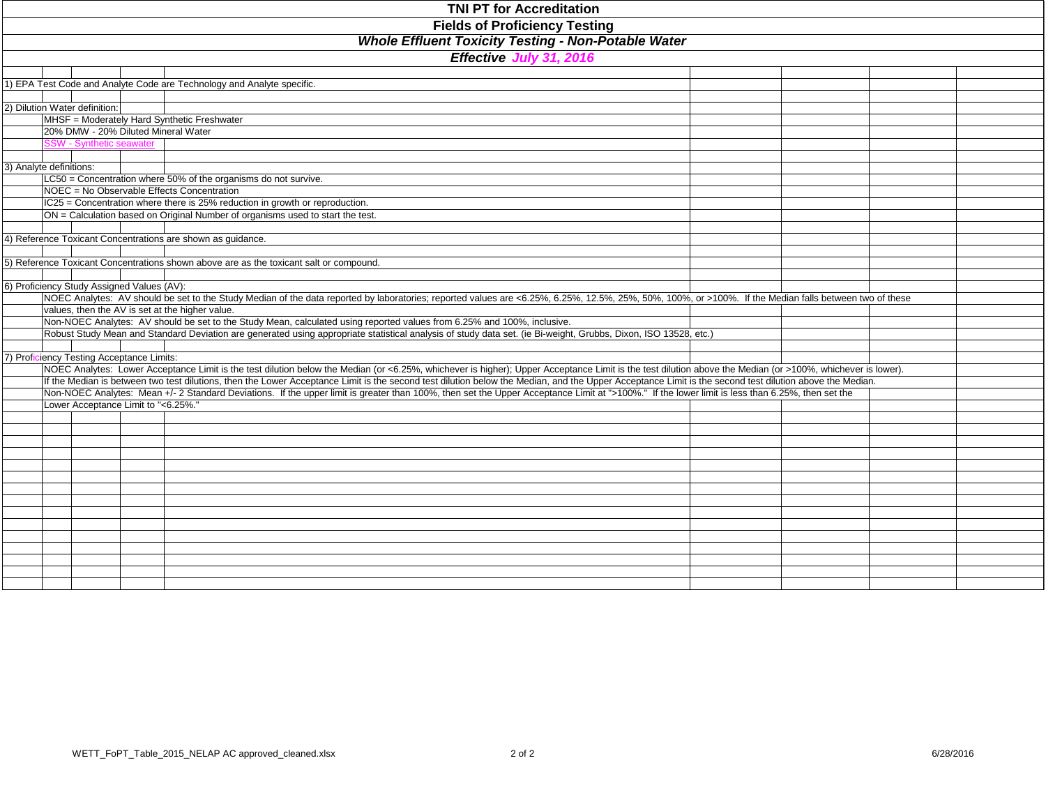# TNI PT for Accreditation

## Fields of Proficiency Testing

### *Whole Effluent Toxicity Testing - Non-Potable Water*

### *Effective July 31, 2016*

1) EPA Test Code and Analyte Code are Technology and Analyte specific.

2) Dilution Water definition:
   - MHSF = Moderately Hard Synthetic Freshwater
   - 20% DMW - 20% Diluted Mineral Water
   - SSW - Synthetic seawater

3) Analyte definitions:
   - LC50 = Concentration where 50% of the organisms do not survive.
   - NOEC = No Observable Effects Concentration
   - IC25 = Concentration where there is 25% reduction in growth or reproduction.
   - ON = Calculation based on Original Number of organisms used to start the test.

4) Reference Toxicant Concentrations are shown as guidance.

5) Reference Toxicant Concentrations shown above are as the toxicant salt or compound.

6) Proficiency Study Assigned Values (AV):
   - NOEC Analytes: AV should be set to the Study Median of the data reported by laboratories; reported values are <6.25%, 6.25%, 12.5%, 25%, 50%, 100%, or >100%. If the Median falls between two of these values, then the AV is set at the higher value.
   - Non-NOEC Analytes: AV should be set to the Study Mean, calculated using reported values from 6.25% and 100%, inclusive.
   - Robust Study Mean and Standard Deviation are generated using appropriate statistical analysis of study data set. (ie Bi-weight, Grubbs, Dixon, ISO 13528, etc.)

7) Proficiency Testing Acceptance Limits:
   - NOEC Analytes: Lower Acceptance Limit is the test dilution below the Median (or <6.25%, whichever is higher); Upper Acceptance Limit is the test dilution above the Median (or >100%, whichever is lower). If the Median is between two test dilutions, then the Lower Acceptance Limit is the second test dilution below the Median, and the Upper Acceptance Limit is the second test dilution above the Median.
   - Non-NOEC Analytes: Mean +/- 2 Standard Deviations. If the upper limit is greater than 100%, then set the Upper Acceptance Limit at ">100%." If the lower limit is less than 6.25%, then set the Lower Acceptance Limit to "<6.25%."